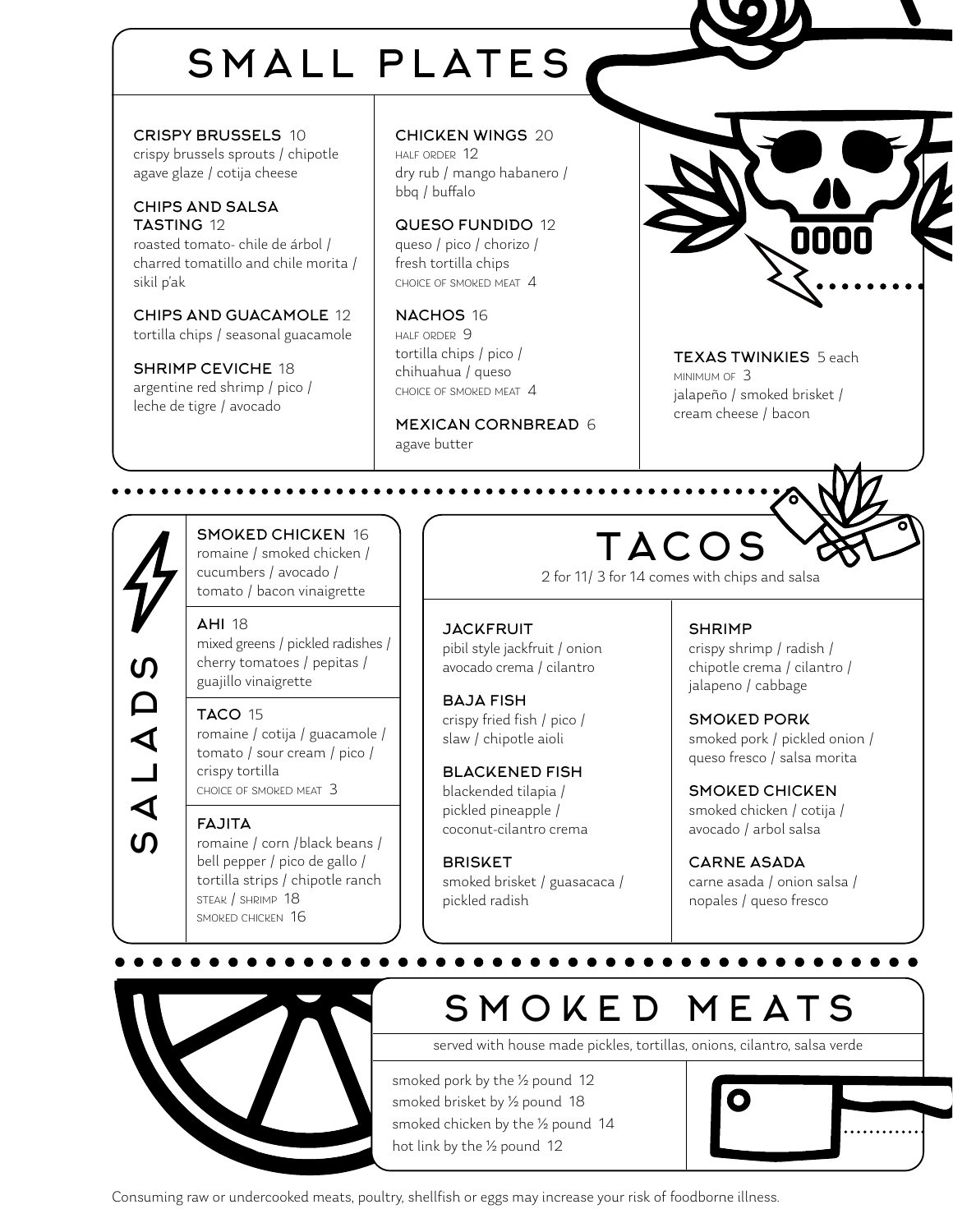# SMALL PLATES

**CRISPY BRUSSELS** 10
crispy brussels sprouts / chipotle agave glaze / cotija cheese

**CHIPS AND SALSA TASTING** 12
roasted tomato- chile de árbol / charred tomatillo and chile morita / sikil p'ak

**CHIPS AND GUACAMOLE** 12
tortilla chips / seasonal guacamole

**SHRIMP CEVICHE** 18
argentine red shrimp / pico / leche de tigre / avocado

**CHICKEN WINGS** 20
HALF ORDER 12
dry rub / mango habanero / bbq / buffalo

**QUESO FUNDIDO** 12
queso / pico / chorizo / fresh tortilla chips
CHOICE OF SMOKED MEAT 4

**NACHOS** 16
HALF ORDER 9
tortilla chips / pico / chihuahua / queso
CHOICE OF SMOKED MEAT 4

**MEXICAN CORNBREAD** 6
agave butter

**TEXAS TWINKIES** 5 each
MINIMUM OF 3
jalapeño / smoked brisket / cream cheese / bacon

# SALADS

**SMOKED CHICKEN** 16
romaine / smoked chicken / cucumbers / avocado / tomato / bacon vinaigrette

**AHI** 18
mixed greens / pickled radishes / cherry tomatoes / pepitas / guajillo vinaigrette

**TACO** 15
romaine / cotija / guacamole / tomato / sour cream / pico / crispy tortilla
CHOICE OF SMOKED MEAT 3

**FAJITA**
romaine / corn /black beans / bell pepper / pico de gallo / tortilla strips / chipotle ranch
STEAK / SHRIMP 18
SMOKED CHICKEN 16

# TACOS

2 for 11/ 3 for 14 comes with chips and salsa

**JACKFRUIT**
pibil style jackfruit / onion avocado crema / cilantro

**BAJA FISH**
crispy fried fish / pico / slaw / chipotle aioli

**BLACKENED FISH**
blackended tilapia / pickled pineapple / coconut-cilantro crema

**BRISKET**
smoked brisket / guasacaca / pickled radish

**SHRIMP**
crispy shrimp / radish / chipotle crema / cilantro / jalapeno / cabbage

**SMOKED PORK**
smoked pork / pickled onion / queso fresco / salsa morita

**SMOKED CHICKEN**
smoked chicken / cotija / avocado / arbol salsa

**CARNE ASADA**
carne asada / onion salsa / nopales / queso fresco

# SMOKED MEATS

served with house made pickles, tortillas, onions, cilantro, salsa verde

smoked pork by the ½ pound 12
smoked brisket by ½ pound 18
smoked chicken by the ½ pound 14
hot link by the ½ pound 12

Consuming raw or undercooked meats, poultry, shellfish or eggs may increase your risk of foodborne illness.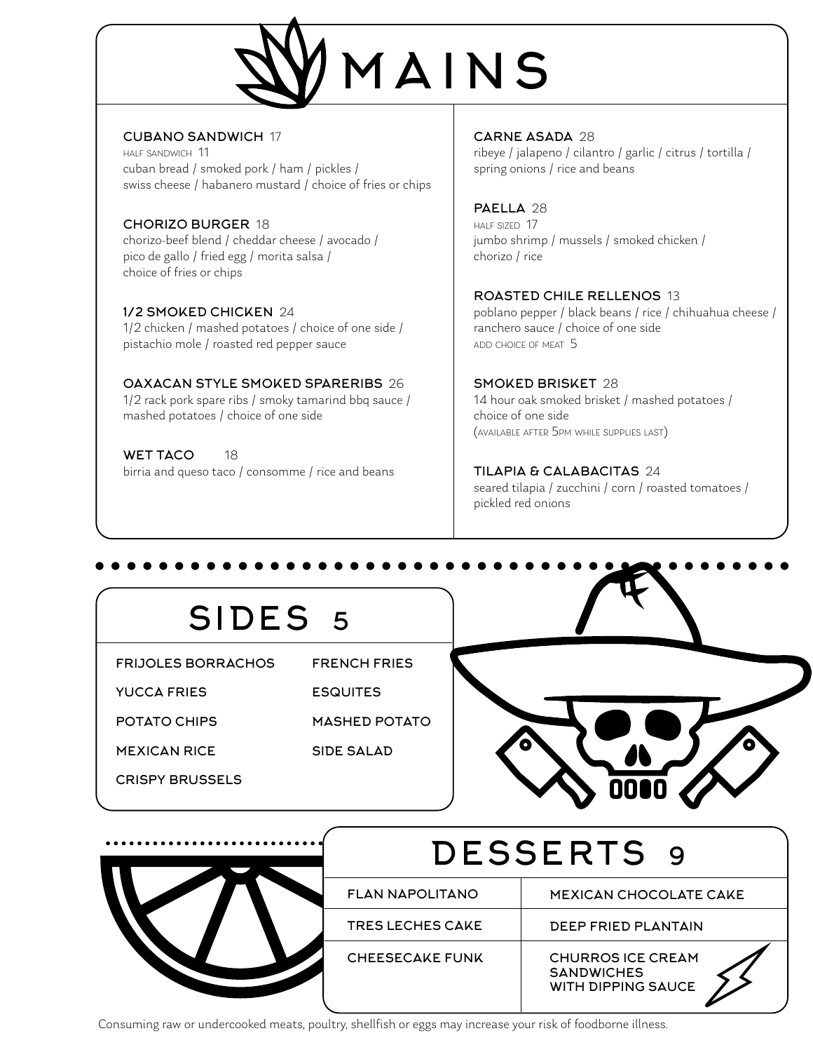# MAINS

**CUBANO SANDWICH** 17
HALF SANDWICH 11
cuban bread / smoked pork / ham / pickles / swiss cheese / habanero mustard / choice of fries or chips

**CHORIZO BURGER** 18
chorizo-beef blend / cheddar cheese / avocado / pico de gallo / fried egg / morita salsa / choice of fries or chips

**1/2 SMOKED CHICKEN** 24
1/2 chicken / mashed potatoes / choice of one side / pistachio mole / roasted red pepper sauce

**OAXACAN STYLE SMOKED SPARERIBS** 26
1/2 rack pork spare ribs / smoky tamarind bbq sauce / mashed potatoes / choice of one side

**WET TACO** 18
birria and queso taco / consomme / rice and beans

**CARNE ASADA** 28
ribeye / jalapeno / cilantro / garlic / citrus / tortilla / spring onions / rice and beans

**PAELLA** 28
HALF SIZED 17
jumbo shrimp / mussels / smoked chicken / chorizo / rice

**ROASTED CHILE RELLENOS** 13
poblano pepper / black beans / rice / chihuahua cheese / ranchero sauce / choice of one side
ADD CHOICE OF MEAT 5

**SMOKED BRISKET** 28
14 hour oak smoked brisket / mashed potatoes / choice of one side
(AVAILABLE AFTER 5PM WHILE SUPPLIES LAST)

**TILAPIA & CALABACITAS** 24
seared tilapia / zucchini / corn / roasted tomatoes / pickled red onions

## SIDES 5

- FRIJOLES BORRACHOS
- YUCCA FRIES
- POTATO CHIPS
- MEXICAN RICE
- CRISPY BRUSSELS
- FRENCH FRIES
- ESQUITES
- MASHED POTATO
- SIDE SALAD

## DESSERTS 9

- FLAN NAPOLITANO
- TRES LECHES CAKE
- CHEESECAKE FUNK
- MEXICAN CHOCOLATE CAKE
- DEEP FRIED PLANTAIN
- CHURROS ICE CREAM SANDWICHES WITH DIPPING SAUCE

Consuming raw or undercooked meats, poultry, shellfish or eggs may increase your risk of foodborne illness.